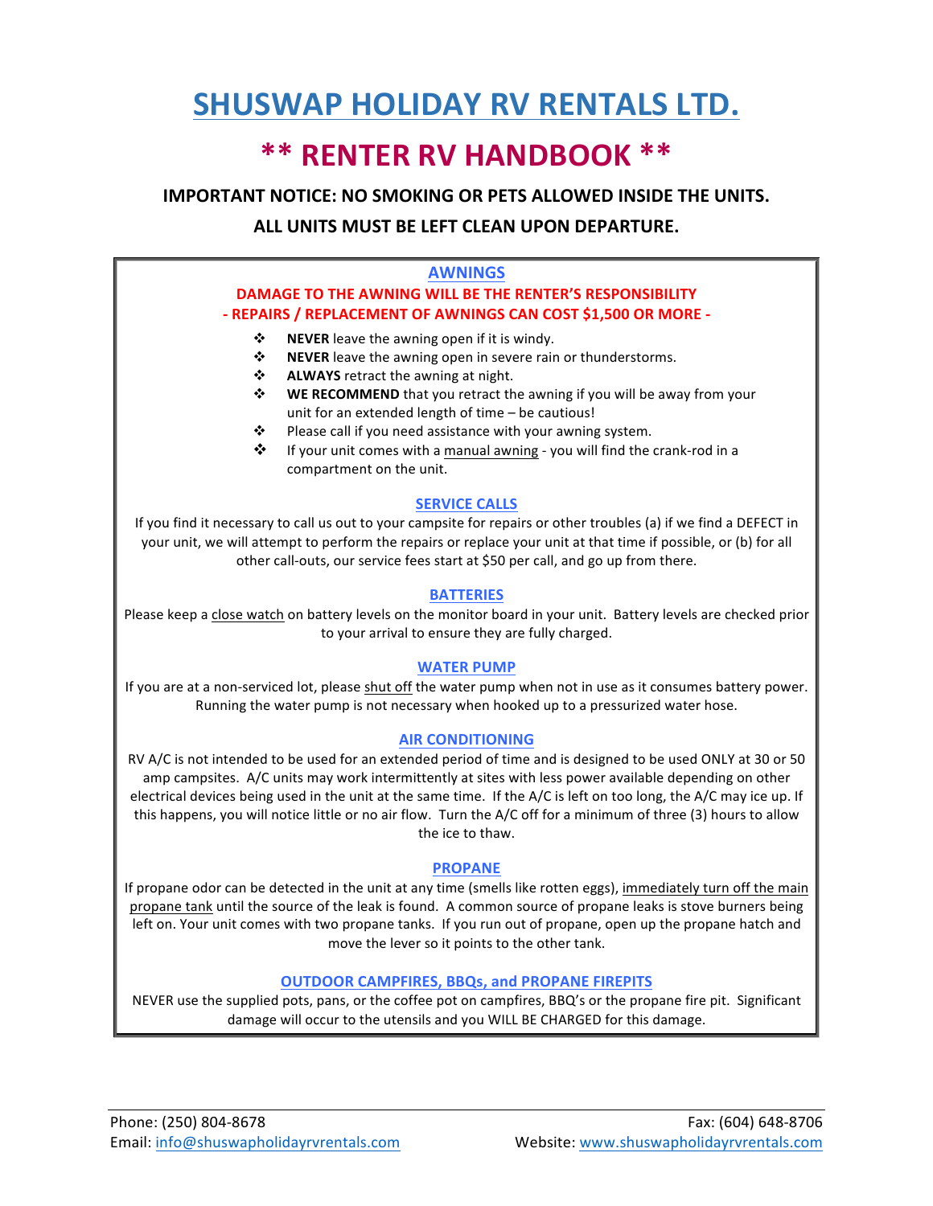# SHUSWAP HOLIDAY RV RENTALS LTD.

## ** RENTER RV HANDBOOK **

**IMPORTANT NOTICE: NO SMOKING OR PETS ALLOWED INSIDE THE UNITS.**

**ALL UNITS MUST BE LEFT CLEAN UPON DEPARTURE.**

### AWNINGS

**DAMAGE TO THE AWNING WILL BE THE RENTER'S RESPONSIBILITY**
**- REPAIRS / REPLACEMENT OF AWNINGS CAN COST $1,500 OR MORE -**

- **NEVER** leave the awning open if it is windy.
- **NEVER** leave the awning open in severe rain or thunderstorms.
- **ALWAYS** retract the awning at night.
- **WE RECOMMEND** that you retract the awning if you will be away from your unit for an extended length of time – be cautious!
- Please call if you need assistance with your awning system.
- If your unit comes with a manual awning - you will find the crank-rod in a compartment on the unit.

### SERVICE CALLS

If you find it necessary to call us out to your campsite for repairs or other troubles (a) if we find a DEFECT in your unit, we will attempt to perform the repairs or replace your unit at that time if possible, or (b) for all other call-outs, our service fees start at $50 per call, and go up from there.

### BATTERIES

Please keep a close watch on battery levels on the monitor board in your unit. Battery levels are checked prior to your arrival to ensure they are fully charged.

### WATER PUMP

If you are at a non-serviced lot, please shut off the water pump when not in use as it consumes battery power. Running the water pump is not necessary when hooked up to a pressurized water hose.

### AIR CONDITIONING

RV A/C is not intended to be used for an extended period of time and is designed to be used ONLY at 30 or 50 amp campsites. A/C units may work intermittently at sites with less power available depending on other electrical devices being used in the unit at the same time. If the A/C is left on too long, the A/C may ice up. If this happens, you will notice little or no air flow. Turn the A/C off for a minimum of three (3) hours to allow the ice to thaw.

### PROPANE

If propane odor can be detected in the unit at any time (smells like rotten eggs), immediately turn off the main propane tank until the source of the leak is found. A common source of propane leaks is stove burners being left on. Your unit comes with two propane tanks. If you run out of propane, open up the propane hatch and move the lever so it points to the other tank.

### OUTDOOR CAMPFIRES, BBQs, and PROPANE FIREPITS

NEVER use the supplied pots, pans, or the coffee pot on campfires, BBQ's or the propane fire pit. Significant damage will occur to the utensils and you WILL BE CHARGED for this damage.

Phone: (250) 804-8678 | Fax: (604) 648-8706
Email: info@shuswapholidayrvrentals.com | Website: www.shuswapholidayrvrentals.com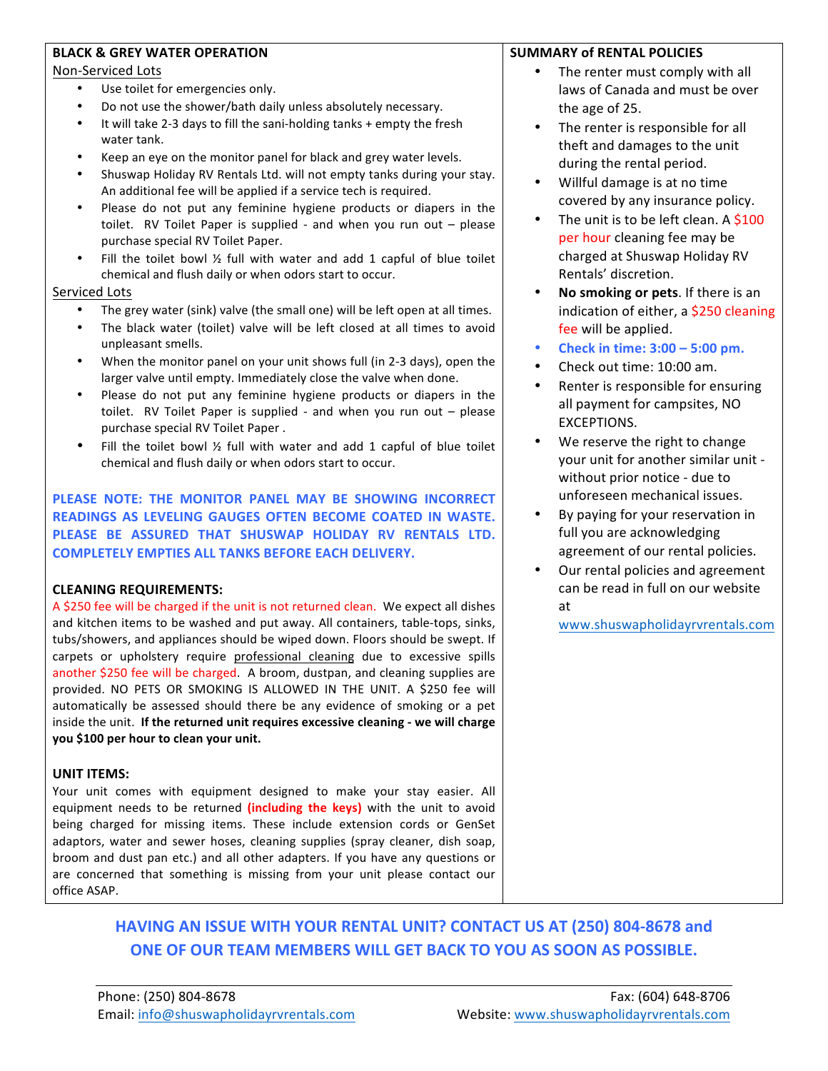## BLACK & GREY WATER OPERATION

Non-Serviced Lots

- Use toilet for emergencies only.
- Do not use the shower/bath daily unless absolutely necessary.
- It will take 2-3 days to fill the sani-holding tanks + empty the fresh water tank.
- Keep an eye on the monitor panel for black and grey water levels.
- Shuswap Holiday RV Rentals Ltd. will not empty tanks during your stay. An additional fee will be applied if a service tech is required.
- Please do not put any feminine hygiene products or diapers in the toilet. RV Toilet Paper is supplied - and when you run out – please purchase special RV Toilet Paper.
- Fill the toilet bowl ½ full with water and add 1 capful of blue toilet chemical and flush daily or when odors start to occur.

Serviced Lots

- The grey water (sink) valve (the small one) will be left open at all times.
- The black water (toilet) valve will be left closed at all times to avoid unpleasant smells.
- When the monitor panel on your unit shows full (in 2-3 days), open the larger valve until empty. Immediately close the valve when done.
- Please do not put any feminine hygiene products or diapers in the toilet. RV Toilet Paper is supplied - and when you run out – please purchase special RV Toilet Paper .
- Fill the toilet bowl ½ full with water and add 1 capful of blue toilet chemical and flush daily or when odors start to occur.

**PLEASE NOTE: THE MONITOR PANEL MAY BE SHOWING INCORRECT READINGS AS LEVELING GAUGES OFTEN BECOME COATED IN WASTE. PLEASE BE ASSURED THAT SHUSWAP HOLIDAY RV RENTALS LTD. COMPLETELY EMPTIES ALL TANKS BEFORE EACH DELIVERY.**

## CLEANING REQUIREMENTS:

A $250 fee will be charged if the unit is not returned clean. We expect all dishes and kitchen items to be washed and put away. All containers, table-tops, sinks, tubs/showers, and appliances should be wiped down. Floors should be swept. If carpets or upholstery require professional cleaning due to excessive spills another $250 fee will be charged. A broom, dustpan, and cleaning supplies are provided. NO PETS OR SMOKING IS ALLOWED IN THE UNIT. A $250 fee will automatically be assessed should there be any evidence of smoking or a pet inside the unit. **If the returned unit requires excessive cleaning - we will charge you $100 per hour to clean your unit.**

## UNIT ITEMS:

Your unit comes with equipment designed to make your stay easier. All equipment needs to be returned **(including the keys)** with the unit to avoid being charged for missing items. These include extension cords or GenSet adaptors, water and sewer hoses, cleaning supplies (spray cleaner, dish soap, broom and dust pan etc.) and all other adapters. If you have any questions or are concerned that something is missing from your unit please contact our office ASAP.

## SUMMARY of RENTAL POLICIES

- The renter must comply with all laws of Canada and must be over the age of 25.
- The renter is responsible for all theft and damages to the unit during the rental period.
- Willful damage is at no time covered by any insurance policy.
- The unit is to be left clean. A $100 per hour cleaning fee may be charged at Shuswap Holiday RV Rentals' discretion.
- **No smoking or pets**. If there is an indication of either, a $250 cleaning fee will be applied.
- **Check in time: 3:00 – 5:00 pm.**
- Check out time: 10:00 am.
- Renter is responsible for ensuring all payment for campsites, NO EXCEPTIONS.
- We reserve the right to change your unit for another similar unit - without prior notice - due to unforeseen mechanical issues.
- By paying for your reservation in full you are acknowledging agreement of our rental policies.
- Our rental policies and agreement can be read in full on our website at www.shuswapholidayrvrentals.com

**HAVING AN ISSUE WITH YOUR RENTAL UNIT? CONTACT US AT (250) 804-8678 and ONE OF OUR TEAM MEMBERS WILL GET BACK TO YOU AS SOON AS POSSIBLE.**

Phone: (250) 804-8678
Fax: (604) 648-8706
Email: info@shuswapholidayrvrentals.com
Website: www.shuswapholidayrvrentals.com